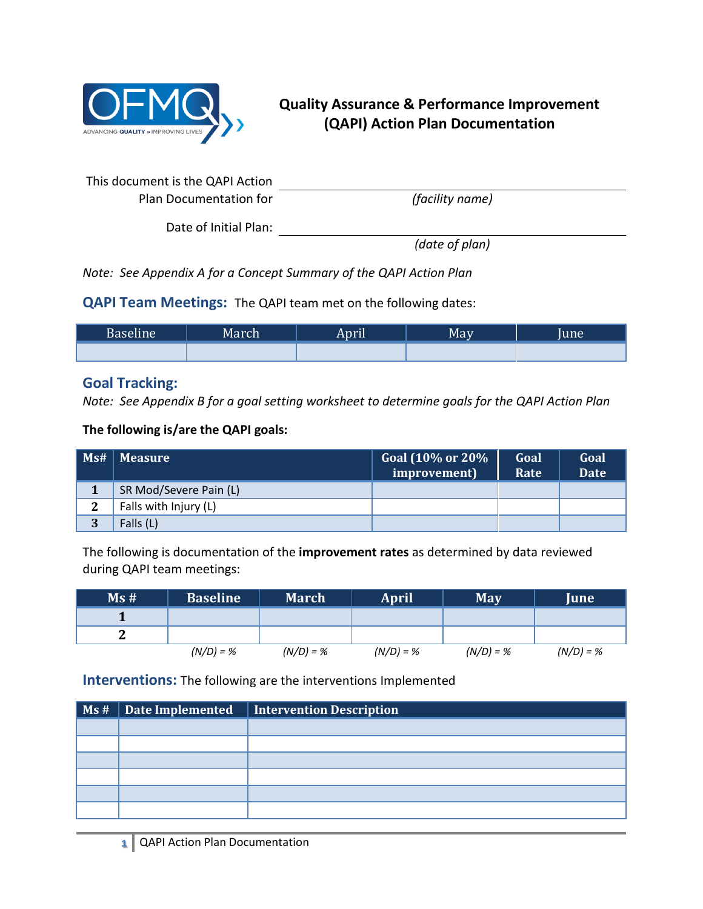# Quality Assurance & Performance Improvement (QAPI) Action Plan Documentation

This document is the QAPI Action Plan Documentation for ______________________________
*(facility name)*

Date of Initial Plan: ______________________________
*(date of plan)*

*Note: See Appendix A for a Concept Summary of the QAPI Action Plan*

## QAPI Team Meetings: The QAPI team met on the following dates:

| Baseline | March | April | May | June |
|---|---|---|---|---|
| | | | | |

## Goal Tracking:

*Note: See Appendix B for a goal setting worksheet to determine goals for the QAPI Action Plan*

**The following is/are the QAPI goals:**

| Ms# | Measure | Goal (10% or 20% improvement) | Goal Rate | Goal Date |
|---|---|---|---|---|
| 1 | SR Mod/Severe Pain (L) | | | |
| 2 | Falls with Injury (L) | | | |
| 3 | Falls (L) | | | |

The following is documentation of the **improvement rates** as determined by data reviewed during QAPI team meetings:

| Ms # | Baseline | March | April | May | June |
|---|---|---|---|---|---|
| 1 | | | | | |
| 2 | | | | | |
| | *(N/D) = %* | *(N/D) = %* | *(N/D) = %* | *(N/D) = %* | *(N/D) = %* |

## Interventions: The following are the interventions Implemented

| Ms # | Date Implemented | Intervention Description |
|---|---|---|
| | | |
| | | |
| | | |
| | | |
| | | |
| | | |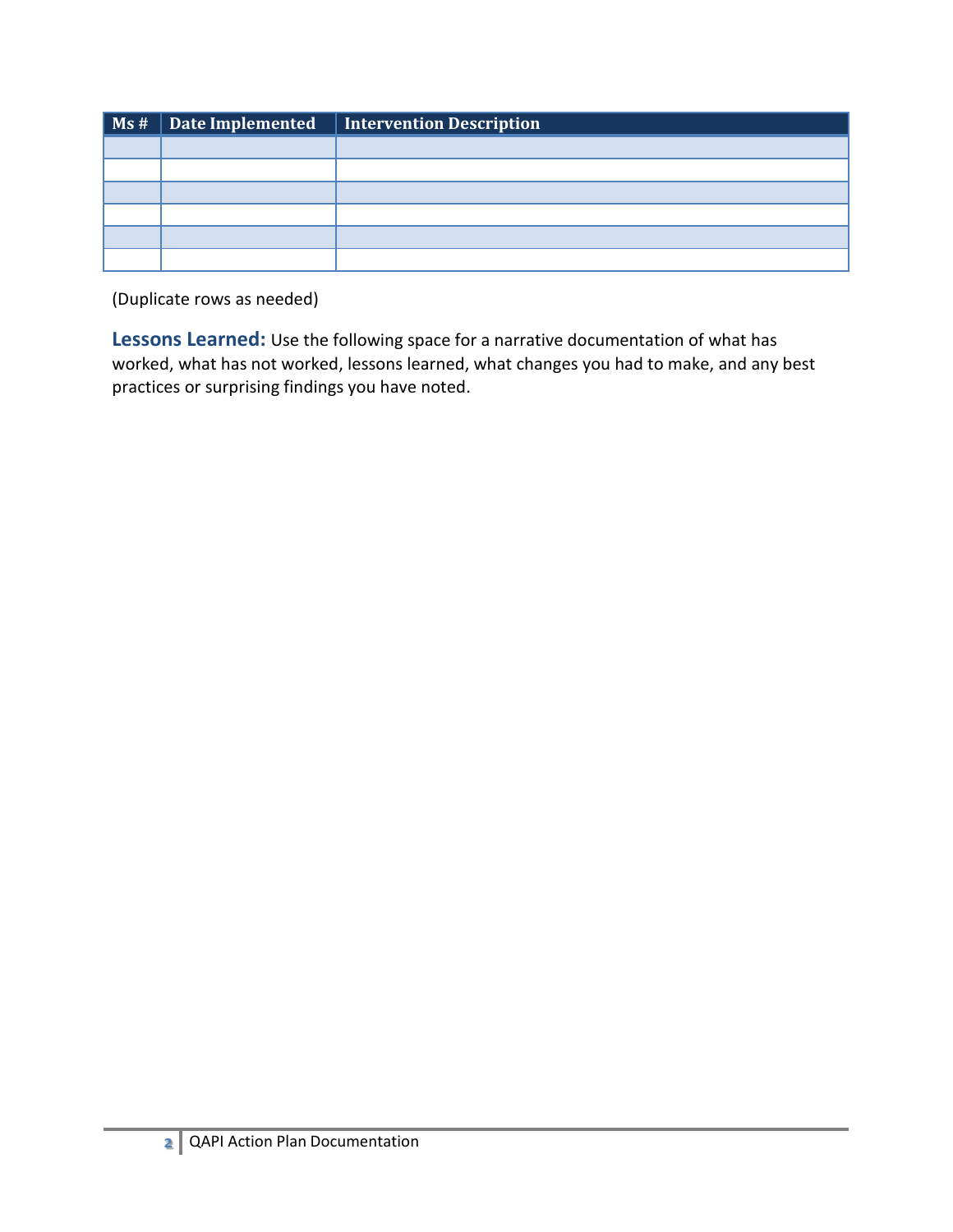| Ms # | Date Implemented | Intervention Description |
|---|---|---|
| | | |
| | | |
| | | |
| | | |
| | | |
| | | |

(Duplicate rows as needed)

**Lessons Learned:** Use the following space for a narrative documentation of what has worked, what has not worked, lessons learned, what changes you had to make, and any best practices or surprising findings you have noted.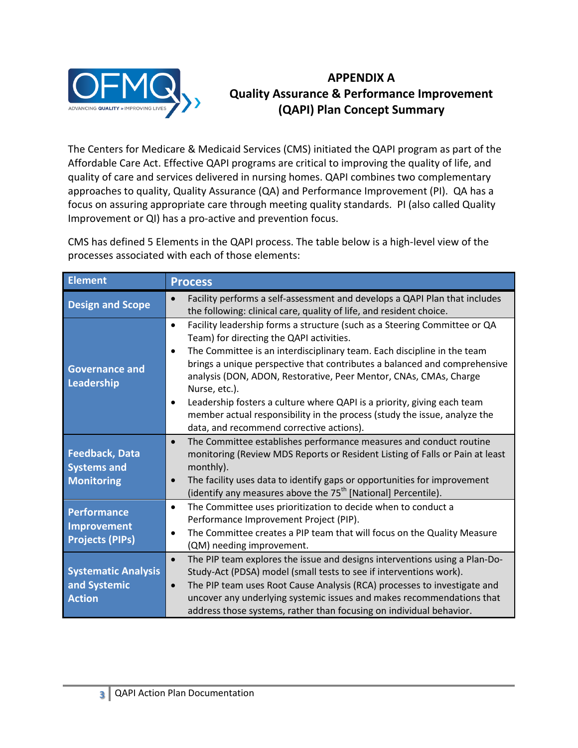# APPENDIX A
# Quality Assurance & Performance Improvement (QAPI) Plan Concept Summary

The Centers for Medicare & Medicaid Services (CMS) initiated the QAPI program as part of the Affordable Care Act. Effective QAPI programs are critical to improving the quality of life, and quality of care and services delivered in nursing homes. QAPI combines two complementary approaches to quality, Quality Assurance (QA) and Performance Improvement (PI). QA has a focus on assuring appropriate care through meeting quality standards. PI (also called Quality Improvement or QI) has a pro-active and prevention focus.

CMS has defined 5 Elements in the QAPI process. The table below is a high-level view of the processes associated with each of those elements:

| Element | Process |
|---|---|
| **Design and Scope** | • Facility performs a self-assessment and develops a QAPI Plan that includes the following: clinical care, quality of life, and resident choice. |
| **Governance and Leadership** | • Facility leadership forms a structure (such as a Steering Committee or QA Team) for directing the QAPI activities.<br>• The Committee is an interdisciplinary team. Each discipline in the team brings a unique perspective that contributes a balanced and comprehensive analysis (DON, ADON, Restorative, Peer Mentor, CNAs, CMAs, Charge Nurse, etc.).<br>• Leadership fosters a culture where QAPI is a priority, giving each team member actual responsibility in the process (study the issue, analyze the data, and recommend corrective actions). |
| **Feedback, Data Systems and Monitoring** | • The Committee establishes performance measures and conduct routine monitoring (Review MDS Reports or Resident Listing of Falls or Pain at least monthly).<br>• The facility uses data to identify gaps or opportunities for improvement (identify any measures above the 75th [National] Percentile). |
| **Performance Improvement Projects (PIPs)** | • The Committee uses prioritization to decide when to conduct a Performance Improvement Project (PIP).<br>• The Committee creates a PIP team that will focus on the Quality Measure (QM) needing improvement. |
| **Systematic Analysis and Systemic Action** | • The PIP team explores the issue and designs interventions using a Plan-Do-Study-Act (PDSA) model (small tests to see if interventions work).<br>• The PIP team uses Root Cause Analysis (RCA) processes to investigate and uncover any underlying systemic issues and makes recommendations that address those systems, rather than focusing on individual behavior. |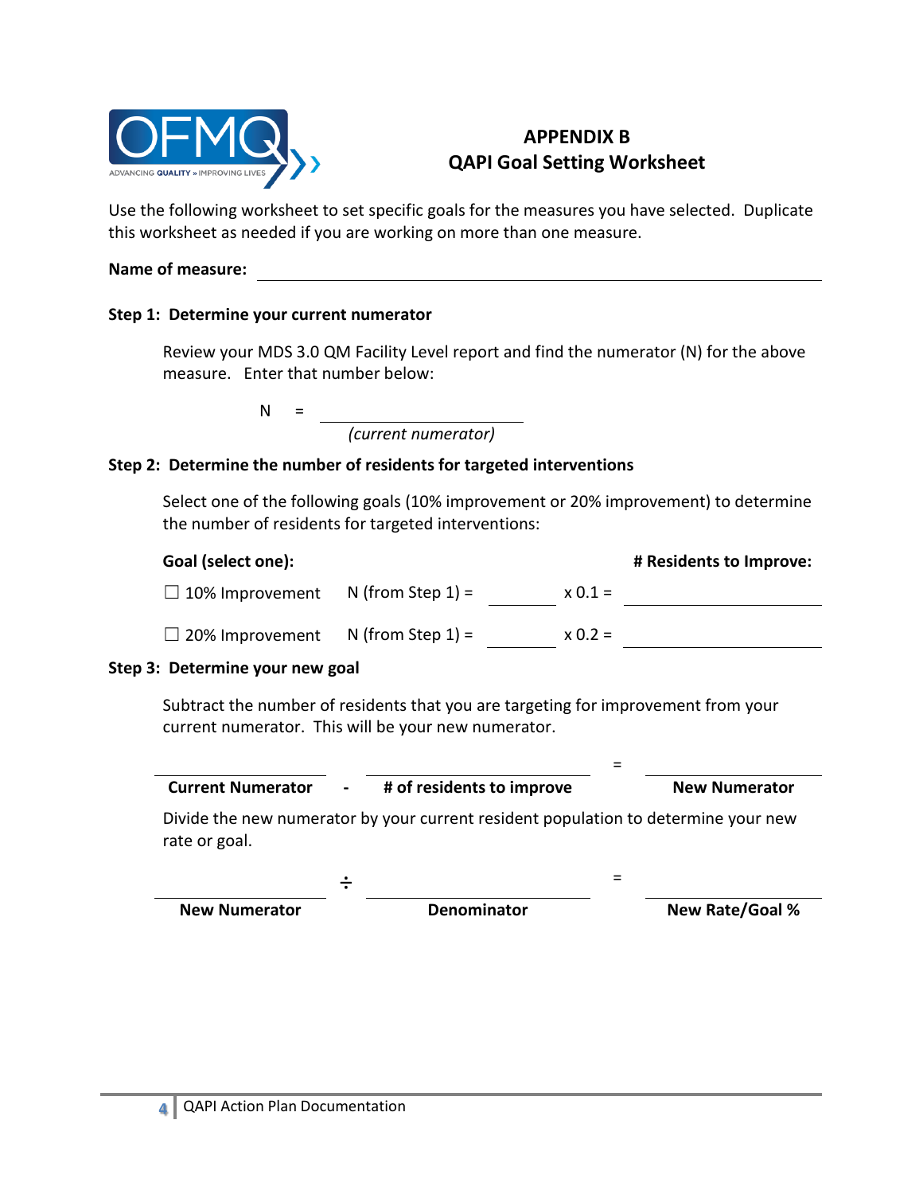## APPENDIX B
## QAPI Goal Setting Worksheet

Use the following worksheet to set specific goals for the measures you have selected. Duplicate this worksheet as needed if you are working on more than one measure.

**Name of measure:** ______________________________________________

**Step 1: Determine your current numerator**

Review your MDS 3.0 QM Facility Level report and find the numerator (N) for the above measure. Enter that number below:

N = ____________________
*(current numerator)*

**Step 2: Determine the number of residents for targeted interventions**

Select one of the following goals (10% improvement or 20% improvement) to determine the number of residents for targeted interventions:

| **Goal (select one):** | | | **# Residents to Improve:** |
|---|---|---|---|
| ☐ 10% Improvement | N (from Step 1) = ________ | x 0.1 = | ____________________ |
| ☐ 20% Improvement | N (from Step 1) = ________ | x 0.2 = | ____________________ |

**Step 3: Determine your new goal**

Subtract the number of residents that you are targeting for improvement from your current numerator. This will be your new numerator.

| ____________________ | - | ____________________ | = | ____________________ |
|---|---|---|---|---|
| **Current Numerator** | | **# of residents to improve** | | **New Numerator** |

Divide the new numerator by your current resident population to determine your new rate or goal.

| ____________________ | ÷ | ____________________ | = | ____________________ |
|---|---|---|---|---|
| **New Numerator** | | **Denominator** | | **New Rate/Goal %** |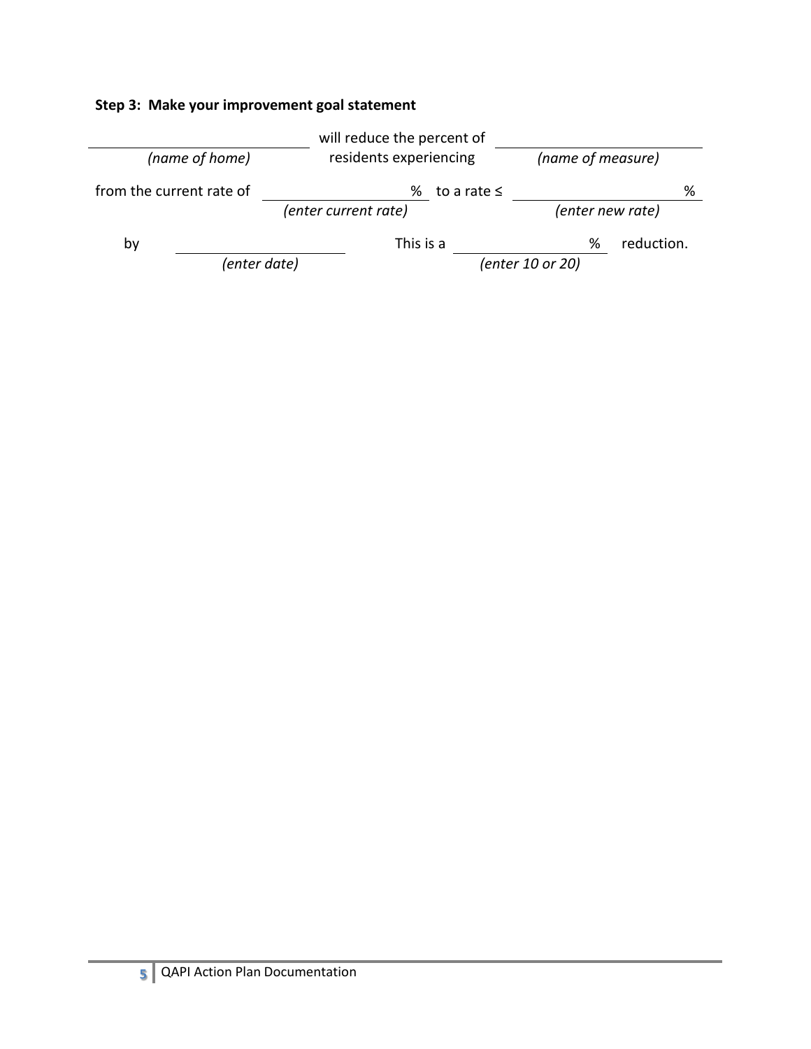**Step 3: Make your improvement goal statement**

\_\_\_\_\_\_\_\_\_\_\_\_\_\_\_\_\_\_\_\_ will reduce the percent of residents experiencing \_\_\_\_\_\_\_\_\_\_\_\_\_\_\_\_\_\_\_\_

*(name of home)* *(name of measure)*

from the current rate of \_\_\_\_\_\_\_\_\_\_\_\_ % to a rate ≤ \_\_\_\_\_\_\_\_\_\_\_\_ %

*(enter current rate)* *(enter new rate)*

by \_\_\_\_\_\_\_\_\_\_\_\_\_\_\_\_ This is a \_\_\_\_\_\_\_\_\_\_ % reduction.

*(enter date)* *(enter 10 or 20)*